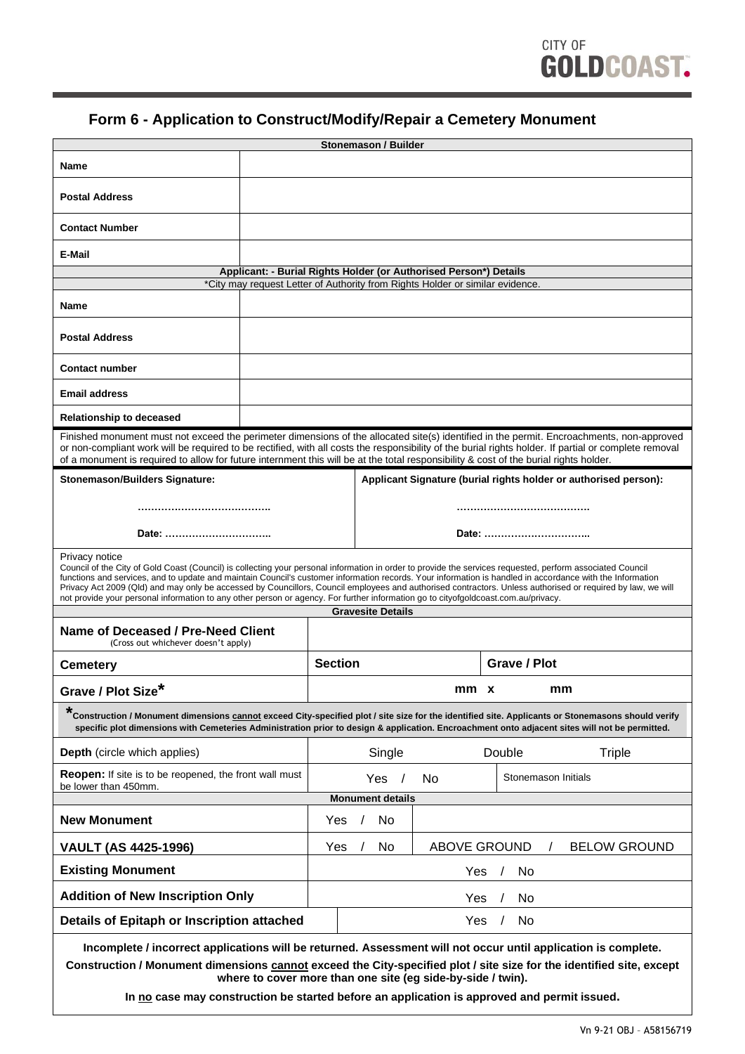CITY OF GOLDCOAST.

# Form 6 - Application to Construct/Modify/Repair a Cemetery Monument

| Stonemason / Builder | |
|---|---|
| **Name** | |
| **Postal Address** | |
| **Contact Number** | |
| **E-Mail** | |

| Applicant: - Burial Rights Holder (or Authorised Person*) Details<br>*City may request Letter of Authority from Rights Holder or similar evidence. | |
|---|---|
| **Name** | |
| **Postal Address** | |
| **Contact number** | |
| **Email address** | |
| **Relationship to deceased** | |

Finished monument must not exceed the perimeter dimensions of the allocated site(s) identified in the permit. Encroachments, non-approved or non-compliant work will be required to be rectified, with all costs the responsibility of the burial rights holder. If partial or complete removal of a monument is required to allow for future internment this will be at the total responsibility & cost of the burial rights holder.

| **Stonemason/Builders Signature:** | **Applicant Signature (burial rights holder or authorised person):** |
|---|---|
| ………………………………… | ………………………………… |
| **Date: …………………………..** | **Date: …………………………..** |

Privacy notice
Council of the City of Gold Coast (Council) is collecting your personal information in order to provide the services requested, perform associated Council functions and services, and to update and maintain Council's customer information records. Your information is handled in accordance with the Information Privacy Act 2009 (Qld) and may only be accessed by Councillors, Council employees and authorised contractors. Unless authorised or required by law, we will not provide your personal information to any other person or agency. For further information go to cityofgoldcoast.com.au/privacy.

| Gravesite Details | | | |
|---|---|---|---|
| **Name of Deceased / Pre-Need Client**<br>(Cross out whichever doesn't apply) | | | |
| **Cemetery** | **Section** | | **Grave / Plot** |
| **Grave / Plot Size*** | mm x mm | | |

***Construction / Monument dimensions cannot exceed City-specified plot / site size for the identified site. Applicants or Stonemasons should verify specific plot dimensions with Cemeteries Administration prior to design & application. Encroachment onto adjacent sites will not be permitted.**

| | | | |
|---|---|---|---|
| **Depth** (circle which applies) | Single | Double | Triple |
| **Reopen:** If site is to be reopened, the front wall must be lower than 450mm. | Yes / No | Stonemason Initials | |

| Monument details | | |
|---|---|---|
| **New Monument** | Yes / No | |
| **VAULT (AS 4425-1996)** | Yes / No | ABOVE GROUND / BELOW GROUND |
| **Existing Monument** | Yes / No | |
| **Addition of New Inscription Only** | Yes / No | |
| **Details of Epitaph or Inscription attached** | Yes / No | |

**Incomplete / incorrect applications will be returned. Assessment will not occur until application is complete.**

**Construction / Monument dimensions cannot exceed the City-specified plot / site size for the identified site, except where to cover more than one site (eg side-by-side / twin).**

**In no case may construction be started before an application is approved and permit issued.**

Vn 9-21 OBJ – A58156719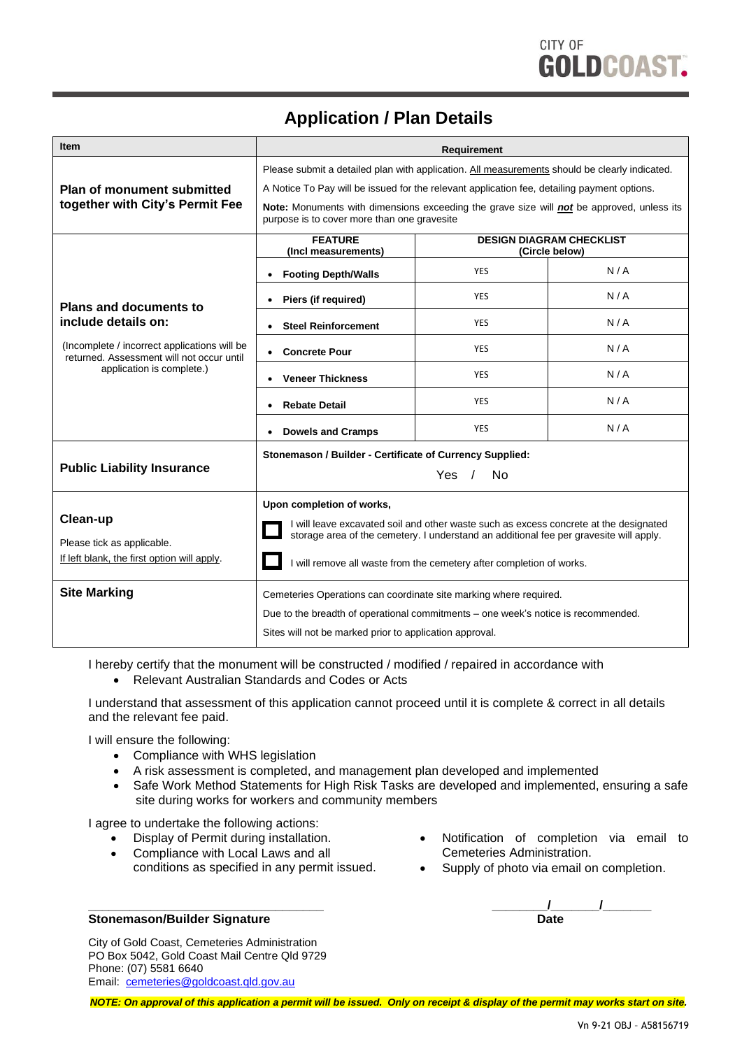CITY OF GOLDCOAST.

# Application / Plan Details

| Item | Requirement | | |
|---|---|---|---|
| **Plan of monument submitted together with City's Permit Fee** | Please submit a detailed plan with application. All measurements should be clearly indicated.<br>A Notice To Pay will be issued for the relevant application fee, detailing payment options.<br>**Note:** Monuments with dimensions exceeding the grave size will ***not*** be approved, unless its purpose is to cover more than one gravesite | | |
| **Plans and documents to include details on:**<br>(Incomplete / incorrect applications will be returned. Assessment will not occur until application is complete.) | **FEATURE (Incl measurements)** | **DESIGN DIAGRAM CHECKLIST (Circle below)** | |
| | • **Footing Depth/Walls** | YES | N / A |
| | • **Piers (if required)** | YES | N / A |
| | • **Steel Reinforcement** | YES | N / A |
| | • **Concrete Pour** | YES | N / A |
| | • **Veneer Thickness** | YES | N / A |
| | • **Rebate Detail** | YES | N / A |
| | • **Dowels and Cramps** | YES | N / A |
| **Public Liability Insurance** | **Stonemason / Builder - Certificate of Currency Supplied:**<br>Yes / No | | |
| **Clean-up**<br>Please tick as applicable.<br>If left blank, the first option will apply. | **Upon completion of works,**<br>☐ I will leave excavated soil and other waste such as excess concrete at the designated storage area of the cemetery. I understand an additional fee per gravesite will apply.<br>☐ I will remove all waste from the cemetery after completion of works. | | |
| **Site Marking** | Cemeteries Operations can coordinate site marking where required.<br>Due to the breadth of operational commitments – one week's notice is recommended.<br>Sites will not be marked prior to application approval. | | |

I hereby certify that the monument will be constructed / modified / repaired in accordance with

- Relevant Australian Standards and Codes or Acts

I understand that assessment of this application cannot proceed until it is complete & correct in all details and the relevant fee paid.

I will ensure the following:

- Compliance with WHS legislation
- A risk assessment is completed, and management plan developed and implemented
- Safe Work Method Statements for High Risk Tasks are developed and implemented, ensuring a safe site during works for workers and community members

I agree to undertake the following actions:

- Display of Permit during installation.
- Compliance with Local Laws and all conditions as specified in any permit issued.
- Notification of completion via email to Cemeteries Administration.
- Supply of photo via email on completion.

______________________________
**Stonemason/Builder Signature**

_______/_______/_______
**Date**

City of Gold Coast, Cemeteries Administration
PO Box 5042, Gold Coast Mail Centre Qld 9729
Phone: (07) 5581 6640
Email: cemeteries@goldcoast.qld.gov.au

***NOTE: On approval of this application a permit will be issued. Only on receipt & display of the permit may works start on site.***

Vn 9-21 OBJ – A58156719